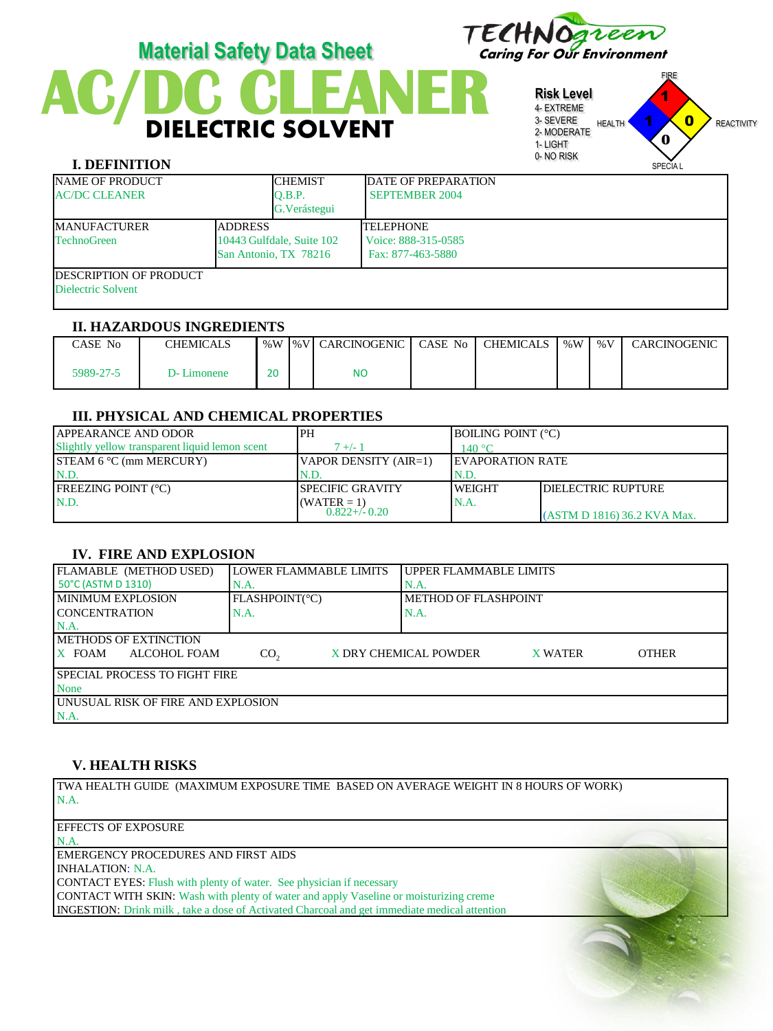# Material Safety Data Sheet

# AC/DC CLEANER

## DIELECTRIC SOLVENT

TECHNOgreen
Caring For Our Environment

**Risk Level**
4- EXTREME
3- SEVERE
2- MODERATE
1- LIGHT
0- NO RISK

FIRE: 1 | HEALTH: 1 | REACTIVITY: 0 | SPECIAL: 0

### I. DEFINITION

| NAME OF PRODUCT | CHEMIST | DATE OF PREPARATION |
|---|---|---|
| AC/DC CLEANER | Q.B.P. G.Verástegui | SEPTEMBER 2004 |

| MANUFACTURER | ADDRESS | TELEPHONE |
|---|---|---|
| TechnoGreen | 10443 Gulfdale, Suite 102 San Antonio, TX 78216 | Voice: 888-315-0585 Fax: 877-463-5880 |

DESCRIPTION OF PRODUCT
Dielectric Solvent

### II. HAZARDOUS INGREDIENTS

| CASE No | CHEMICALS | %W | %V | CARCINOGENIC | CASE No | CHEMICALS | %W | %V | CARCINOGENIC |
|---|---|---|---|---|---|---|---|---|---|
| 5989-27-5 | D- Limonene | 20 | | NO | | | | | |

### III. PHYSICAL AND CHEMICAL PROPERTIES

| APPEARANCE AND ODOR | PH | BOILING POINT (°C) | |
|---|---|---|---|
| Slightly yellow transparent liquid lemon scent | 7 +/- 1 | 140 °C | |
| STEAM 6 °C (mm MERCURY) | VAPOR DENSITY (AIR=1) | EVAPORATION RATE | |
| N.D. | N.D. | N.D. | |
| FREEZING POINT (°C) | SPECIFIC GRAVITY (WATER = 1) | WEIGHT | DIELECTRIC RUPTURE |
| N.D. | 0.822+/- 0.20 | N.A. | (ASTM D 1816) 36.2 KVA Max. |

### IV. FIRE AND EXPLOSION

| FLAMABLE (METHOD USED) | LOWER FLAMMABLE LIMITS | UPPER FLAMMABLE LIMITS |
|---|---|---|
| 50°C (ASTM D 1310) | N.A. | N.A. |
| MINIMUM EXPLOSION CONCENTRATION | FLASHPOINT(°C) | METHOD OF FLASHPOINT |
| N.A. | N.A. | N.A. |

METHODS OF EXTINCTION
X FOAM &nbsp;&nbsp; ALCOHOL FOAM &nbsp;&nbsp; $CO_2$ &nbsp;&nbsp; X DRY CHEMICAL POWDER &nbsp;&nbsp; X WATER &nbsp;&nbsp; OTHER

SPECIAL PROCESS TO FIGHT FIRE
None

UNUSUAL RISK OF FIRE AND EXPLOSION
N.A.

### V. HEALTH RISKS

TWA HEALTH GUIDE (MAXIMUM EXPOSURE TIME BASED ON AVERAGE WEIGHT IN 8 HOURS OF WORK)
N.A.

EFFECTS OF EXPOSURE
N.A.

EMERGENCY PROCEDURES AND FIRST AIDS
INHALATION: N.A.
CONTACT EYES: Flush with plenty of water. See physician if necessary
CONTACT WITH SKIN: Wash with plenty of water and apply Vaseline or moisturizing creme
INGESTION: Drink milk , take a dose of Activated Charcoal and get immediate medical attention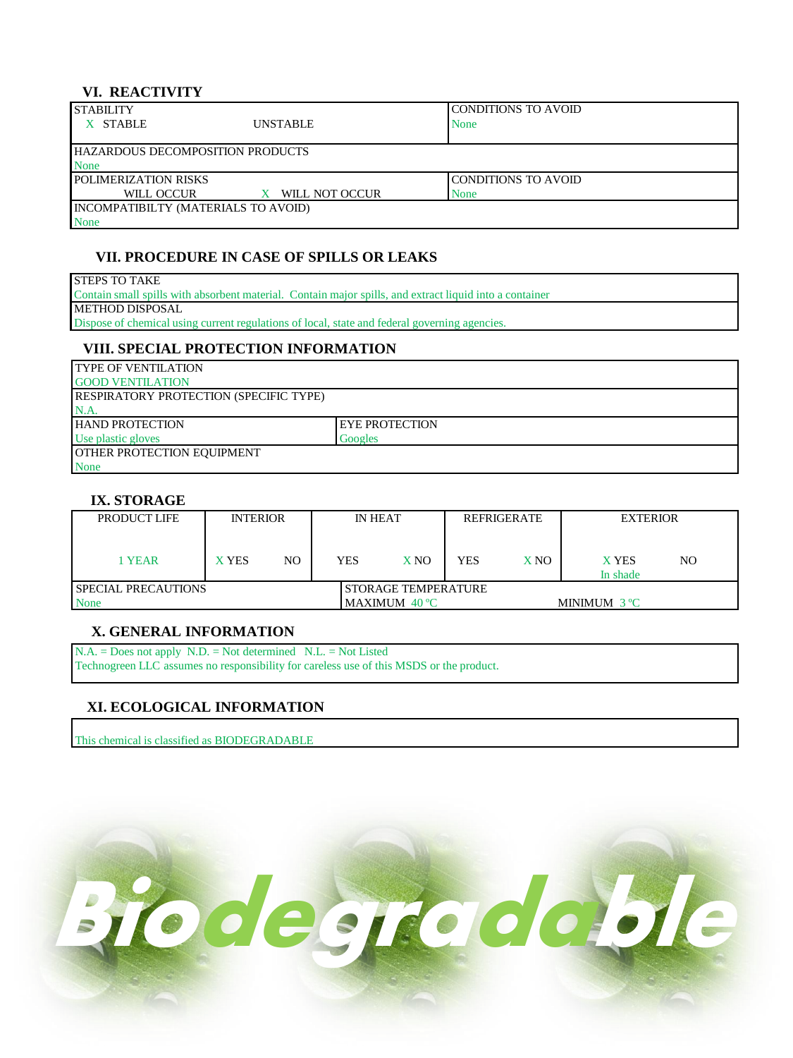## VI. REACTIVITY

| | | |
|---|---|---|
| STABILITY<br>X STABLE UNSTABLE | | CONDITIONS TO AVOID<br>None |
| HAZARDOUS DECOMPOSITION PRODUCTS<br>None | | |
| POLIMERIZATION RISKS<br>WILL OCCUR X WILL NOT OCCUR | | CONDITIONS TO AVOID<br>None |
| INCOMPATIBILTY (MATERIALS TO AVOID)<br>None | | |

## VII. PROCEDURE IN CASE OF SPILLS OR LEAKS

| |
|---|
| STEPS TO TAKE<br>Contain small spills with absorbent material. Contain major spills, and extract liquid into a container |
| METHOD DISPOSAL<br>Dispose of chemical using current regulations of local, state and federal governing agencies. |

## VIII. SPECIAL PROTECTION INFORMATION

| | |
|---|---|
| TYPE OF VENTILATION<br>GOOD VENTILATION | |
| RESPIRATORY PROTECTION (SPECIFIC TYPE)<br>N.A. | |
| HAND PROTECTION<br>Use plastic gloves | EYE PROTECTION<br>Googles |
| OTHER PROTECTION EQUIPMENT<br>None | |

## IX. STORAGE

| PRODUCT LIFE | INTERIOR | | IN HEAT | | REFRIGERATE | | EXTERIOR | |
|---|---|---|---|---|---|---|---|---|
| 1 YEAR | X YES | NO | YES | X NO | YES | X NO | X YES<br>In shade | NO |
| SPECIAL PRECAUTIONS<br>None | | | STORAGE TEMPERATURE<br>MAXIMUM 40 ºC | | | | MINIMUM 3 ºC | |

## X. GENERAL INFORMATION

N.A. = Does not apply N.D. = Not determined N.L. = Not Listed
Technogreen LLC assumes no responsibility for careless use of this MSDS or the product.

## XI. ECOLOGICAL INFORMATION

This chemical is classified as BIODEGRADABLE

Biodegradable